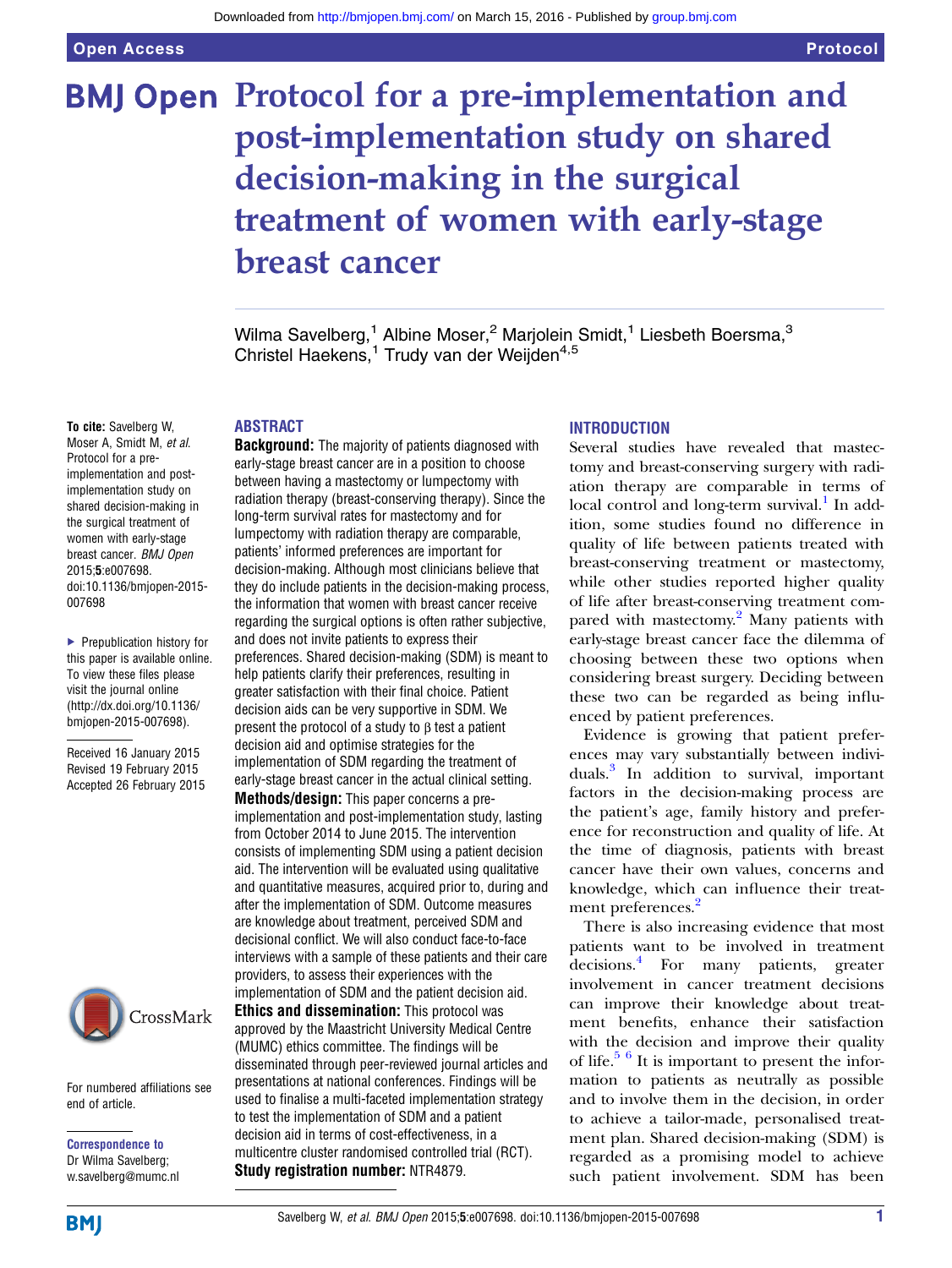# Protocol for a pre-implementation and post-implementation study on shared decision-making in the surgical treatment of women with early-stage breast cancer

Wilma Savelberg,[1] Albine Moser,[2] Marjolein Smidt,[1] Liesbeth Boersma,[3] Christel Haekens,[1] Trudy van der Weijden[4,5]

**To cite:** Savelberg W, Moser A, Smidt M, *et al*. Protocol for a pre-implementation and post-implementation study on shared decision-making in the surgical treatment of women with early-stage breast cancer. *BMJ Open* 2015;**5**:e007698. doi:10.1136/bmjopen-2015-007698

▸ Prepublication history for this paper is available online. To view these files please visit the journal online (http://dx.doi.org/10.1136/bmjopen-2015-007698).

Received 16 January 2015
Revised 19 February 2015
Accepted 26 February 2015

For numbered affiliations see end of article.

**Correspondence to**
Dr Wilma Savelberg; w.savelberg@mumc.nl

## ABSTRACT

**Background:** The majority of patients diagnosed with early-stage breast cancer are in a position to choose between having a mastectomy or lumpectomy with radiation therapy (breast-conserving therapy). Since the long-term survival rates for mastectomy and for lumpectomy with radiation therapy are comparable, patients' informed preferences are important for decision-making. Although most clinicians believe that they do include patients in the decision-making process, the information that women with breast cancer receive regarding the surgical options is often rather subjective, and does not invite patients to express their preferences. Shared decision-making (SDM) is meant to help patients clarify their preferences, resulting in greater satisfaction with their final choice. Patient decision aids can be very supportive in SDM. We present the protocol of a study to β test a patient decision aid and optimise strategies for the implementation of SDM regarding the treatment of early-stage breast cancer in the actual clinical setting.

**Methods/design:** This paper concerns a pre-implementation and post-implementation study, lasting from October 2014 to June 2015. The intervention consists of implementing SDM using a patient decision aid. The intervention will be evaluated using qualitative and quantitative measures, acquired prior to, during and after the implementation of SDM. Outcome measures are knowledge about treatment, perceived SDM and decisional conflict. We will also conduct face-to-face interviews with a sample of these patients and their care providers, to assess their experiences with the implementation of SDM and the patient decision aid.

**Ethics and dissemination:** This protocol was approved by the Maastricht University Medical Centre (MUMC) ethics committee. The findings will be disseminated through peer-reviewed journal articles and presentations at national conferences. Findings will be used to finalise a multi-faceted implementation strategy to test the implementation of SDM and a patient decision aid in terms of cost-effectiveness, in a multicentre cluster randomised controlled trial (RCT).

**Study registration number:** NTR4879.

## INTRODUCTION

Several studies have revealed that mastectomy and breast-conserving surgery with radiation therapy are comparable in terms of local control and long-term survival.[1] In addition, some studies found no difference in quality of life between patients treated with breast-conserving treatment or mastectomy, while other studies reported higher quality of life after breast-conserving treatment compared with mastectomy.[2] Many patients with early-stage breast cancer face the dilemma of choosing between these two options when considering breast surgery. Deciding between these two can be regarded as being influenced by patient preferences.

Evidence is growing that patient preferences may vary substantially between individuals.[3] In addition to survival, important factors in the decision-making process are the patient's age, family history and preference for reconstruction and quality of life. At the time of diagnosis, patients with breast cancer have their own values, concerns and knowledge, which can influence their treatment preferences.[2]

There is also increasing evidence that most patients want to be involved in treatment decisions.[4] For many patients, greater involvement in cancer treatment decisions can improve their knowledge about treatment benefits, enhance their satisfaction with the decision and improve their quality of life.[5 6] It is important to present the information to patients as neutrally as possible and to involve them in the decision, in order to achieve a tailor-made, personalised treatment plan. Shared decision-making (SDM) is regarded as a promising model to achieve such patient involvement. SDM has been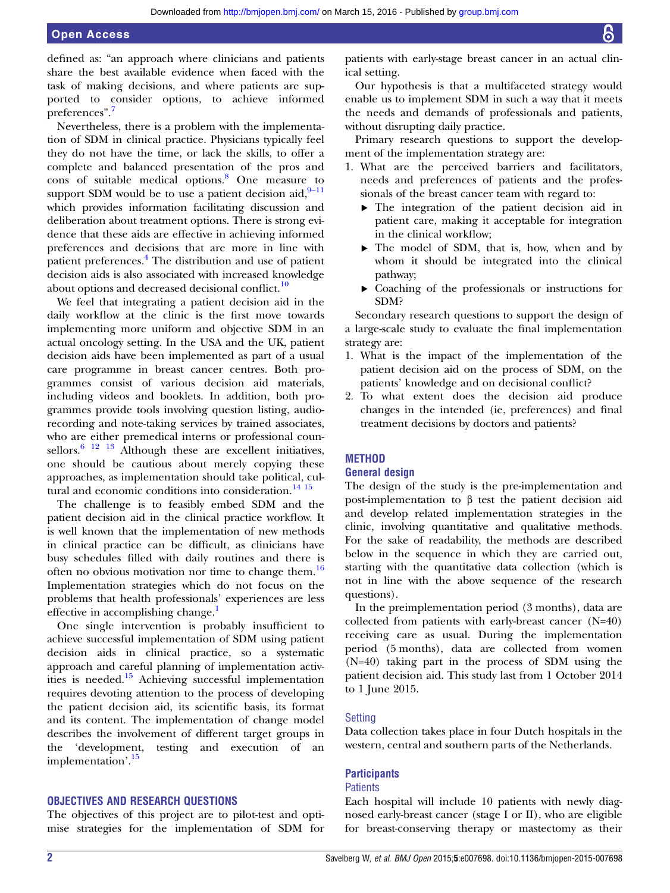defined as: "an approach where clinicians and patients share the best available evidence when faced with the task of making decisions, and where patients are supported to consider options, to achieve informed preferences".[7]

Nevertheless, there is a problem with the implementation of SDM in clinical practice. Physicians typically feel they do not have the time, or lack the skills, to offer a complete and balanced presentation of the pros and cons of suitable medical options.[8] One measure to support SDM would be to use a patient decision aid,[9–11] which provides information facilitating discussion and deliberation about treatment options. There is strong evidence that these aids are effective in achieving informed preferences and decisions that are more in line with patient preferences.[4] The distribution and use of patient decision aids is also associated with increased knowledge about options and decreased decisional conflict.[10]

We feel that integrating a patient decision aid in the daily workflow at the clinic is the first move towards implementing more uniform and objective SDM in an actual oncology setting. In the USA and the UK, patient decision aids have been implemented as part of a usual care programme in breast cancer centres. Both programmes consist of various decision aid materials, including videos and booklets. In addition, both programmes provide tools involving question listing, audio-recording and note-taking services by trained associates, who are either premedical interns or professional counsellors.[6 12 13] Although these are excellent initiatives, one should be cautious about merely copying these approaches, as implementation should take political, cultural and economic conditions into consideration.[14 15]

The challenge is to feasibly embed SDM and the patient decision aid in the clinical practice workflow. It is well known that the implementation of new methods in clinical practice can be difficult, as clinicians have busy schedules filled with daily routines and there is often no obvious motivation nor time to change them.[16] Implementation strategies which do not focus on the problems that health professionals' experiences are less effective in accomplishing change.[1]

One single intervention is probably insufficient to achieve successful implementation of SDM using patient decision aids in clinical practice, so a systematic approach and careful planning of implementation activities is needed.[15] Achieving successful implementation requires devoting attention to the process of developing the patient decision aid, its scientific basis, its format and its content. The implementation of change model describes the involvement of different target groups in the 'development, testing and execution of an implementation'.[15]

## OBJECTIVES AND RESEARCH QUESTIONS

The objectives of this project are to pilot-test and optimise strategies for the implementation of SDM for patients with early-stage breast cancer in an actual clinical setting.

Our hypothesis is that a multifaceted strategy would enable us to implement SDM in such a way that it meets the needs and demands of professionals and patients, without disrupting daily practice.

Primary research questions to support the development of the implementation strategy are:

1. What are the perceived barriers and facilitators, needs and preferences of patients and the professionals of the breast cancer team with regard to:
   - The integration of the patient decision aid in patient care, making it acceptable for integration in the clinical workflow;
   - The model of SDM, that is, how, when and by whom it should be integrated into the clinical pathway;
   - Coaching of the professionals or instructions for SDM?

Secondary research questions to support the design of a large-scale study to evaluate the final implementation strategy are:

1. What is the impact of the implementation of the patient decision aid on the process of SDM, on the patients' knowledge and on decisional conflict?
2. To what extent does the decision aid produce changes in the intended (ie, preferences) and final treatment decisions by doctors and patients?

## METHOD

### General design

The design of the study is the pre-implementation and post-implementation to β test the patient decision aid and develop related implementation strategies in the clinic, involving quantitative and qualitative methods. For the sake of readability, the methods are described below in the sequence in which they are carried out, starting with the quantitative data collection (which is not in line with the above sequence of the research questions).

In the preimplementation period (3 months), data are collected from patients with early-breast cancer (N=40) receiving care as usual. During the implementation period (5 months), data are collected from women (N=40) taking part in the process of SDM using the patient decision aid. This study last from 1 October 2014 to 1 June 2015.

### Setting

Data collection takes place in four Dutch hospitals in the western, central and southern parts of the Netherlands.

### Participants

#### Patients

Each hospital will include 10 patients with newly diagnosed early-breast cancer (stage I or II), who are eligible for breast-conserving therapy or mastectomy as their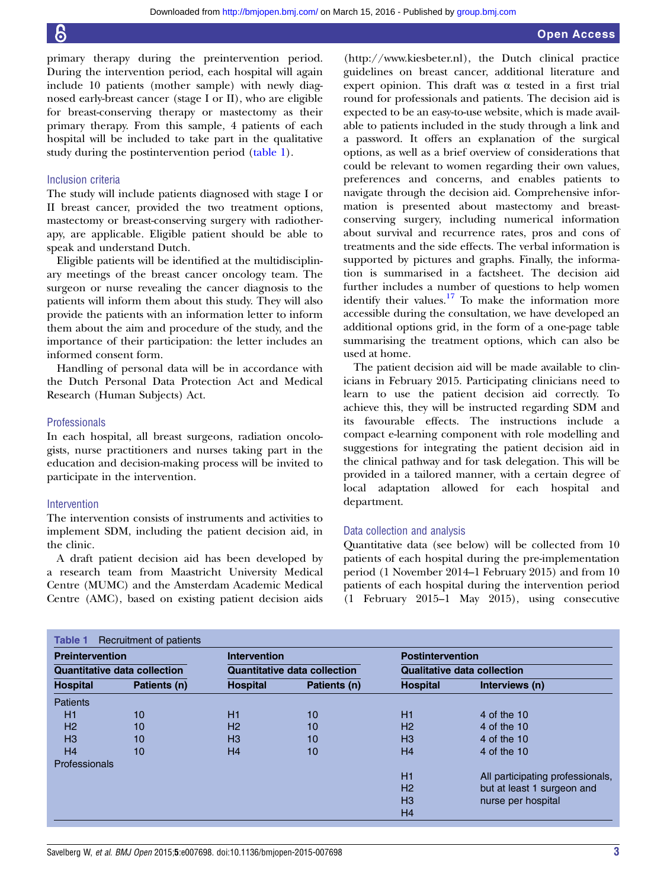primary therapy during the preintervention period. During the intervention period, each hospital will again include 10 patients (mother sample) with newly diagnosed early-breast cancer (stage I or II), who are eligible for breast-conserving therapy or mastectomy as their primary therapy. From this sample, 4 patients of each hospital will be included to take part in the qualitative study during the postintervention period (table 1).

### Inclusion criteria

The study will include patients diagnosed with stage I or II breast cancer, provided the two treatment options, mastectomy or breast-conserving surgery with radiotherapy, are applicable. Eligible patient should be able to speak and understand Dutch.

Eligible patients will be identified at the multidisciplinary meetings of the breast cancer oncology team. The surgeon or nurse revealing the cancer diagnosis to the patients will inform them about this study. They will also provide the patients with an information letter to inform them about the aim and procedure of the study, and the importance of their participation: the letter includes an informed consent form.

Handling of personal data will be in accordance with the Dutch Personal Data Protection Act and Medical Research (Human Subjects) Act.

### Professionals

In each hospital, all breast surgeons, radiation oncologists, nurse practitioners and nurses taking part in the education and decision-making process will be invited to participate in the intervention.

### Intervention

The intervention consists of instruments and activities to implement SDM, including the patient decision aid, in the clinic.

A draft patient decision aid has been developed by a research team from Maastricht University Medical Centre (MUMC) and the Amsterdam Academic Medical Centre (AMC), based on existing patient decision aids (http://www.kiesbeter.nl), the Dutch clinical practice guidelines on breast cancer, additional literature and expert opinion. This draft was α tested in a first trial round for professionals and patients. The decision aid is expected to be an easy-to-use website, which is made available to patients included in the study through a link and a password. It offers an explanation of the surgical options, as well as a brief overview of considerations that could be relevant to women regarding their own values, preferences and concerns, and enables patients to navigate through the decision aid. Comprehensive information is presented about mastectomy and breast-conserving surgery, including numerical information about survival and recurrence rates, pros and cons of treatments and the side effects. The verbal information is supported by pictures and graphs. Finally, the information is summarised in a factsheet. The decision aid further includes a number of questions to help women identify their values.[17] To make the information more accessible during the consultation, we have developed an additional options grid, in the form of a one-page table summarising the treatment options, which can also be used at home.

The patient decision aid will be made available to clinicians in February 2015. Participating clinicians need to learn to use the patient decision aid correctly. To achieve this, they will be instructed regarding SDM and its favourable effects. The instructions include a compact e-learning component with role modelling and suggestions for integrating the patient decision aid in the clinical pathway and for task delegation. This will be provided in a tailored manner, with a certain degree of local adaptation allowed for each hospital and department.

### Data collection and analysis

Quantitative data (see below) will be collected from 10 patients of each hospital during the pre-implementation period (1 November 2014–1 February 2015) and from 10 patients of each hospital during the intervention period (1 February 2015–1 May 2015), using consecutive

**Table 1** Recruitment of patients

| Preintervention | | Intervention | | Postintervention | |
|---|---|---|---|---|---|
| Quantitative data collection | | Quantitative data collection | | Qualitative data collection | |
| Hospital | Patients (n) | Hospital | Patients (n) | Hospital | Interviews (n) |
| Patients | | | | | |
| H1 | 10 | H1 | 10 | H1 | 4 of the 10 |
| H2 | 10 | H2 | 10 | H2 | 4 of the 10 |
| H3 | 10 | H3 | 10 | H3 | 4 of the 10 |
| H4 | 10 | H4 | 10 | H4 | 4 of the 10 |
| Professionals | | | | | |
| | | | | H1 | All participating professionals, |
| | | | | H2 | but at least 1 surgeon and |
| | | | | H3 | nurse per hospital |
| | | | | H4 | |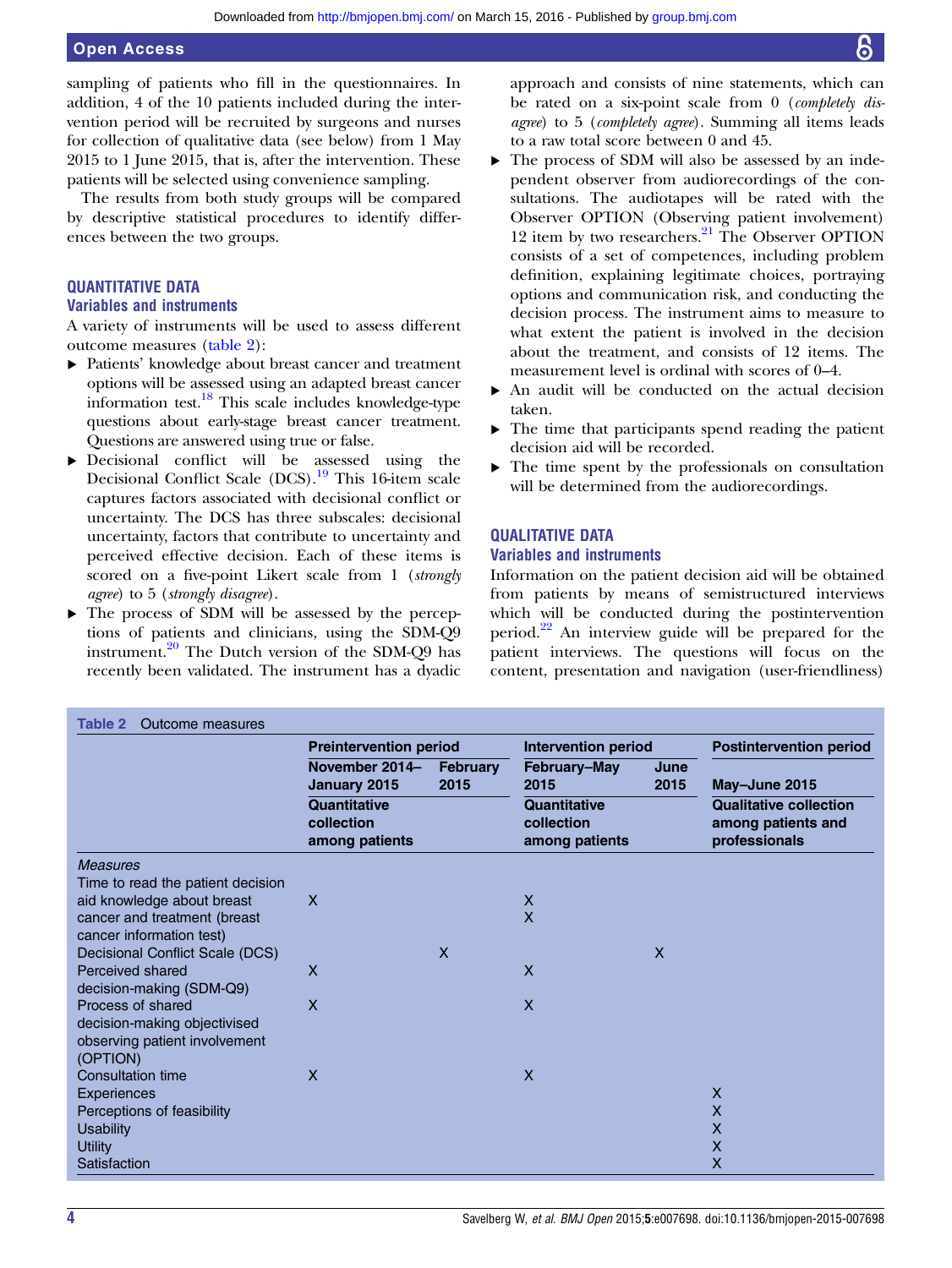sampling of patients who fill in the questionnaires. In addition, 4 of the 10 patients included during the intervention period will be recruited by surgeons and nurses for collection of qualitative data (see below) from 1 May 2015 to 1 June 2015, that is, after the intervention. These patients will be selected using convenience sampling.

The results from both study groups will be compared by descriptive statistical procedures to identify differences between the two groups.

## QUANTITATIVE DATA

### Variables and instruments

A variety of instruments will be used to assess different outcome measures (table 2):

- Patients' knowledge about breast cancer and treatment options will be assessed using an adapted breast cancer information test.[18] This scale includes knowledge-type questions about early-stage breast cancer treatment. Questions are answered using true or false.
- Decisional conflict will be assessed using the Decisional Conflict Scale (DCS).[19] This 16-item scale captures factors associated with decisional conflict or uncertainty. The DCS has three subscales: decisional uncertainty, factors that contribute to uncertainty and perceived effective decision. Each of these items is scored on a five-point Likert scale from 1 (*strongly agree*) to 5 (*strongly disagree*).
- The process of SDM will be assessed by the perceptions of patients and clinicians, using the SDM-Q9 instrument.[20] The Dutch version of the SDM-Q9 has recently been validated. The instrument has a dyadic approach and consists of nine statements, which can be rated on a six-point scale from 0 (*completely disagree*) to 5 (*completely agree*). Summing all items leads to a raw total score between 0 and 45.
- The process of SDM will also be assessed by an independent observer from audiorecordings of the consultations. The audiotapes will be rated with the Observer OPTION (Observing patient involvement) 12 item by two researchers.[21] The Observer OPTION consists of a set of competences, including problem definition, explaining legitimate choices, portraying options and communication risk, and conducting the decision process. The instrument aims to measure to what extent the patient is involved in the decision about the treatment, and consists of 12 items. The measurement level is ordinal with scores of 0–4.
- An audit will be conducted on the actual decision taken.
- The time that participants spend reading the patient decision aid will be recorded.
- The time spent by the professionals on consultation will be determined from the audiorecordings.

## QUALITATIVE DATA

### Variables and instruments

Information on the patient decision aid will be obtained from patients by means of semistructured interviews which will be conducted during the postintervention period.[22] An interview guide will be prepared for the patient interviews. The questions will focus on the content, presentation and navigation (user-friendliness)

**Table 2** Outcome measures

| | Preintervention period | | Intervention period | | Postintervention period |
|---|---|---|---|---|---|
| | November 2014–January 2015 | February 2015 | February–May 2015 | June 2015 | May–June 2015 |
| | Quantitative collection among patients | | Quantitative collection among patients | | Qualitative collection among patients and professionals |
| *Measures* | | | | | |
| Time to read the patient decision aid knowledge about breast cancer and treatment (breast cancer information test) | X | | X<br>X | | |
| Decisional Conflict Scale (DCS) | | X | | X | |
| Perceived shared decision-making (SDM-Q9) | X | | X | | |
| Process of shared decision-making objectivised observing patient involvement (OPTION) | X | | X | | |
| Consultation time | X | | X | | |
| Experiences | | | | | X |
| Perceptions of feasibility | | | | | X |
| Usability | | | | | X |
| Utility | | | | | X |
| Satisfaction | | | | | X |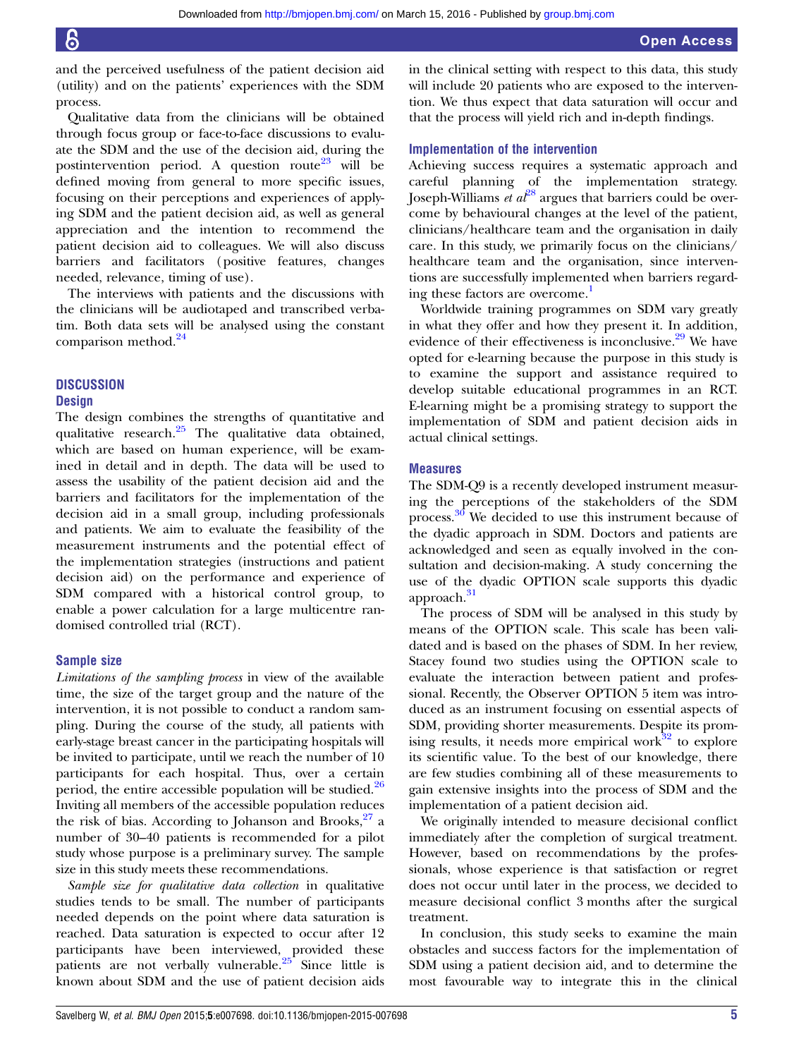and the perceived usefulness of the patient decision aid (utility) and on the patients' experiences with the SDM process.

Qualitative data from the clinicians will be obtained through focus group or face-to-face discussions to evaluate the SDM and the use of the decision aid, during the postintervention period. A question route[23] will be defined moving from general to more specific issues, focusing on their perceptions and experiences of applying SDM and the patient decision aid, as well as general appreciation and the intention to recommend the patient decision aid to colleagues. We will also discuss barriers and facilitators (positive features, changes needed, relevance, timing of use).

The interviews with patients and the discussions with the clinicians will be audiotaped and transcribed verbatim. Both data sets will be analysed using the constant comparison method.[24]

## DISCUSSION

### Design

The design combines the strengths of quantitative and qualitative research.[25] The qualitative data obtained, which are based on human experience, will be examined in detail and in depth. The data will be used to assess the usability of the patient decision aid and the barriers and facilitators for the implementation of the decision aid in a small group, including professionals and patients. We aim to evaluate the feasibility of the measurement instruments and the potential effect of the implementation strategies (instructions and patient decision aid) on the performance and experience of SDM compared with a historical control group, to enable a power calculation for a large multicentre randomised controlled trial (RCT).

### Sample size

*Limitations of the sampling process* in view of the available time, the size of the target group and the nature of the intervention, it is not possible to conduct a random sampling. During the course of the study, all patients with early-stage breast cancer in the participating hospitals will be invited to participate, until we reach the number of 10 participants for each hospital. Thus, over a certain period, the entire accessible population will be studied.[26] Inviting all members of the accessible population reduces the risk of bias. According to Johanson and Brooks,[27] a number of 30–40 patients is recommended for a pilot study whose purpose is a preliminary survey. The sample size in this study meets these recommendations.

*Sample size for qualitative data collection* in qualitative studies tends to be small. The number of participants needed depends on the point where data saturation is reached. Data saturation is expected to occur after 12 participants have been interviewed, provided these patients are not verbally vulnerable.[25] Since little is known about SDM and the use of patient decision aids in the clinical setting with respect to this data, this study will include 20 patients who are exposed to the intervention. We thus expect that data saturation will occur and that the process will yield rich and in-depth findings.

### Implementation of the intervention

Achieving success requires a systematic approach and careful planning of the implementation strategy. Joseph-Williams *et al*[28] argues that barriers could be overcome by behavioural changes at the level of the patient, clinicians/healthcare team and the organisation in daily care. In this study, we primarily focus on the clinicians/healthcare team and the organisation, since interventions are successfully implemented when barriers regarding these factors are overcome.[1]

Worldwide training programmes on SDM vary greatly in what they offer and how they present it. In addition, evidence of their effectiveness is inconclusive.[29] We have opted for e-learning because the purpose in this study is to examine the support and assistance required to develop suitable educational programmes in an RCT. E-learning might be a promising strategy to support the implementation of SDM and patient decision aids in actual clinical settings.

### Measures

The SDM-Q9 is a recently developed instrument measuring the perceptions of the stakeholders of the SDM process.[30] We decided to use this instrument because of the dyadic approach in SDM. Doctors and patients are acknowledged and seen as equally involved in the consultation and decision-making. A study concerning the use of the dyadic OPTION scale supports this dyadic approach.[31]

The process of SDM will be analysed in this study by means of the OPTION scale. This scale has been validated and is based on the phases of SDM. In her review, Stacey found two studies using the OPTION scale to evaluate the interaction between patient and professional. Recently, the Observer OPTION 5 item was introduced as an instrument focusing on essential aspects of SDM, providing shorter measurements. Despite its promising results, it needs more empirical work[32] to explore its scientific value. To the best of our knowledge, there are few studies combining all of these measurements to gain extensive insights into the process of SDM and the implementation of a patient decision aid.

We originally intended to measure decisional conflict immediately after the completion of surgical treatment. However, based on recommendations by the professionals, whose experience is that satisfaction or regret does not occur until later in the process, we decided to measure decisional conflict 3 months after the surgical treatment.

In conclusion, this study seeks to examine the main obstacles and success factors for the implementation of SDM using a patient decision aid, and to determine the most favourable way to integrate this in the clinical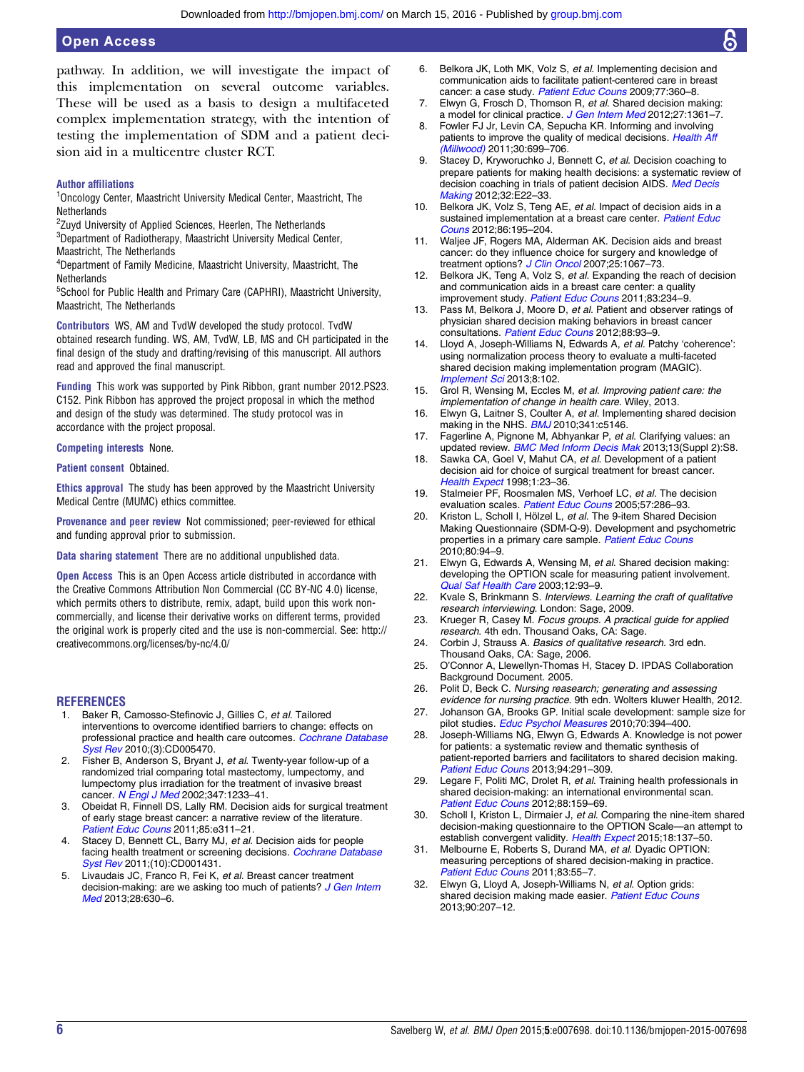pathway. In addition, we will investigate the impact of this implementation on several outcome variables. These will be used as a basis to design a multifaceted complex implementation strategy, with the intention of testing the implementation of SDM and a patient decision aid in a multicentre cluster RCT.

**Author affiliations**
[1]Oncology Center, Maastricht University Medical Center, Maastricht, The Netherlands
[2]Zuyd University of Applied Sciences, Heerlen, The Netherlands
[3]Department of Radiotherapy, Maastricht University Medical Center, Maastricht, The Netherlands
[4]Department of Family Medicine, Maastricht University, Maastricht, The Netherlands
[5]School for Public Health and Primary Care (CAPHRI), Maastricht University, Maastricht, The Netherlands

**Contributors** WS, AM and TvdW developed the study protocol. TvdW obtained research funding. WS, AM, TvdW, LB, MS and CH participated in the final design of the study and drafting/revising of this manuscript. All authors read and approved the final manuscript.

**Funding** This work was supported by Pink Ribbon, grant number 2012.PS23. C152. Pink Ribbon has approved the project proposal in which the method and design of the study was determined. The study protocol was in accordance with the project proposal.

**Competing interests** None.

**Patient consent** Obtained.

**Ethics approval** The study has been approved by the Maastricht University Medical Centre (MUMC) ethics committee.

**Provenance and peer review** Not commissioned; peer-reviewed for ethical and funding approval prior to submission.

**Data sharing statement** There are no additional unpublished data.

**Open Access** This is an Open Access article distributed in accordance with the Creative Commons Attribution Non Commercial (CC BY-NC 4.0) license, which permits others to distribute, remix, adapt, build upon this work non-commercially, and license their derivative works on different terms, provided the original work is properly cited and the use is non-commercial. See: http://creativecommons.org/licenses/by-nc/4.0/

## REFERENCES

1. Baker R, Camosso-Stefinovic J, Gillies C, *et al*. Tailored interventions to overcome identified barriers to change: effects on professional practice and health care outcomes. *Cochrane Database Syst Rev* 2010;(3):CD005470.
2. Fisher B, Anderson S, Bryant J, *et al*. Twenty-year follow-up of a randomized trial comparing total mastectomy, lumpectomy, and lumpectomy plus irradiation for the treatment of invasive breast cancer. *N Engl J Med* 2002;347:1233–41.
3. Obeidat R, Finnell DS, Lally RM. Decision aids for surgical treatment of early stage breast cancer: a narrative review of the literature. *Patient Educ Couns* 2011;85:e311–21.
4. Stacey D, Bennett CL, Barry MJ, *et al*. Decision aids for people facing health treatment or screening decisions. *Cochrane Database Syst Rev* 2011;(10):CD001431.
5. Livaudais JC, Franco R, Fei K, *et al*. Breast cancer treatment decision-making: are we asking too much of patients? *J Gen Intern Med* 2013;28:630–6.
6. Belkora JK, Loth MK, Volz S, *et al*. Implementing decision and communication aids to facilitate patient-centered care in breast cancer: a case study. *Patient Educ Couns* 2009;77:360–8.
7. Elwyn G, Frosch D, Thomson R, *et al*. Shared decision making: a model for clinical practice. *J Gen Intern Med* 2012;27:1361–7.
8. Fowler FJ Jr, Levin CA, Sepucha KR. Informing and involving patients to improve the quality of medical decisions. *Health Aff (Millwood)* 2011;30:699–706.
9. Stacey D, Kryworuchko J, Bennett C, *et al*. Decision coaching to prepare patients for making health decisions: a systematic review of decision coaching in trials of patient decision AIDS. *Med Decis Making* 2012;32:E22–33.
10. Belkora JK, Volz S, Teng AE, *et al*. Impact of decision aids in a sustained implementation at a breast care center. *Patient Educ Couns* 2012;86:195–204.
11. Waljee JF, Rogers MA, Alderman AK. Decision aids and breast cancer: do they influence choice for surgery and knowledge of treatment options? *J Clin Oncol* 2007;25:1067–73.
12. Belkora JK, Teng A, Volz S, *et al*. Expanding the reach of decision and communication aids in a breast care center: a quality improvement study. *Patient Educ Couns* 2011;83:234–9.
13. Pass M, Belkora J, Moore D, *et al*. Patient and observer ratings of physician shared decision making behaviors in breast cancer consultations. *Patient Educ Couns* 2012;88:93–9.
14. Lloyd A, Joseph-Williams N, Edwards A, *et al*. Patchy 'coherence': using normalization process theory to evaluate a multi-faceted shared decision making implementation program (MAGIC). *Implement Sci* 2013;8:102.
15. Grol R, Wensing M, Eccles M, *et al*. *Improving patient care: the implementation of change in health care*. Wiley, 2013.
16. Elwyn G, Laitner S, Coulter A, *et al*. Implementing shared decision making in the NHS. *BMJ* 2010;341:c5146.
17. Fagerline A, Pignone M, Abhyankar P, *et al*. Clarifying values: an updated review. *BMC Med Inform Decis Mak* 2013;13(Suppl 2):S8.
18. Sawka CA, Goel V, Mahut CA, *et al*. Development of a patient decision aid for choice of surgical treatment for breast cancer. *Health Expect* 1998;1:23–36.
19. Stalmeier PF, Roosmalen MS, Verhoef LC, *et al*. The decision evaluation scales. *Patient Educ Couns* 2005;57:286–93.
20. Kriston L, Scholl I, Hölzel L, *et al*. The 9-item Shared Decision Making Questionnaire (SDM-Q-9). Development and psychometric properties in a primary care sample. *Patient Educ Couns* 2010;80:94–9.
21. Elwyn G, Edwards A, Wensing M, *et al*. Shared decision making: developing the OPTION scale for measuring patient involvement. *Qual Saf Health Care* 2003;12:93–9.
22. Kvale S, Brinkmann S. *Interviews. Learning the craft of qualitative research interviewing*. London: Sage, 2009.
23. Krueger R, Casey M. *Focus groups. A practical guide for applied research*. 4th edn. Thousand Oaks, CA: Sage.
24. Corbin J, Strauss A. *Basics of qualitative research*. 3rd edn. Thousand Oaks, CA: Sage, 2006.
25. O'Connor A, Llewellyn-Thomas H, Stacey D. IPDAS Collaboration Background Document. 2005.
26. Polit D, Beck C. *Nursing reasearch; generating and assessing evidence for nursing practice*. 9th edn. Wolters kluwer Health, 2012.
27. Johanson GA, Brooks GP. Initial scale development: sample size for pilot studies. *Educ Psychol Measures* 2010;70:394–400.
28. Joseph-Williams NG, Elwyn G, Edwards A. Knowledge is not power for patients: a systematic review and thematic synthesis of patient-reported barriers and facilitators to shared decision making. *Patient Educ Couns* 2013;94:291–309.
29. Legare F, Politi MC, Drolet R, *et al*. Training health professionals in shared decision-making: an international environmental scan. *Patient Educ Couns* 2012;88:159–69.
30. Scholl I, Kriston L, Dirmaier J, *et al*. Comparing the nine-item shared decision-making questionnaire to the OPTION Scale—an attempt to establish convergent validity. *Health Expect* 2015;18:137–50.
31. Melbourne E, Roberts S, Durand MA, *et al*. Dyadic OPTION: measuring perceptions of shared decision-making in practice. *Patient Educ Couns* 2011;83:55–7.
32. Elwyn G, Lloyd A, Joseph-Williams N, *et al*. Option grids: shared decision making made easier. *Patient Educ Couns* 2013;90:207–12.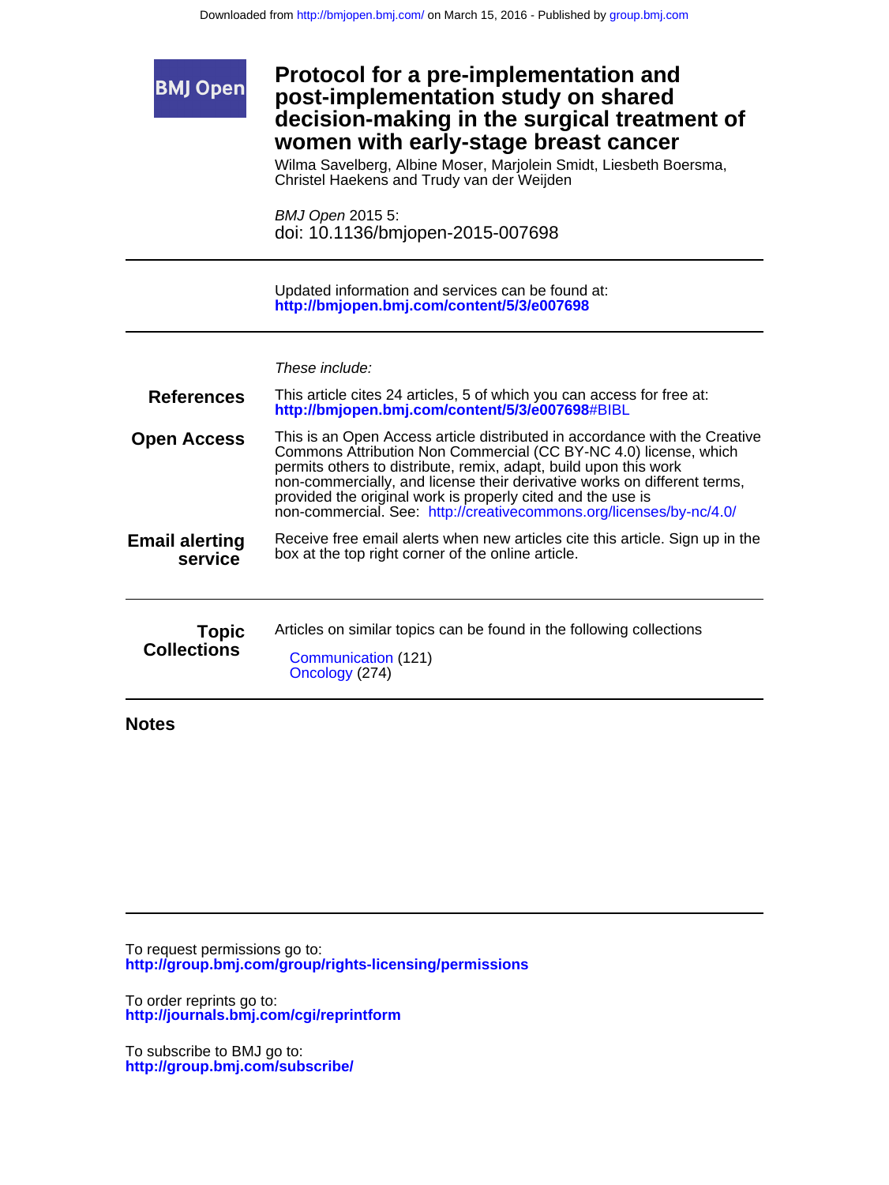Downloaded from http://bmjopen.bmj.com/ on March 15, 2016 - Published by group.bmj.com

BMJ Open

# Protocol for a pre-implementation and post-implementation study on shared decision-making in the surgical treatment of women with early-stage breast cancer

Wilma Savelberg, Albine Moser, Marjolein Smidt, Liesbeth Boersma, Christel Haekens and Trudy van der Weijden

*BMJ Open* 2015 5:
doi: 10.1136/bmjopen-2015-007698

Updated information and services can be found at:
**http://bmjopen.bmj.com/content/5/3/e007698**

*These include:*

**References**

This article cites 24 articles, 5 of which you can access for free at:
**http://bmjopen.bmj.com/content/5/3/e007698**#BIBL

**Open Access**

This is an Open Access article distributed in accordance with the Creative Commons Attribution Non Commercial (CC BY-NC 4.0) license, which permits others to distribute, remix, adapt, build upon this work non-commercially, and license their derivative works on different terms, provided the original work is properly cited and the use is non-commercial. See: http://creativecommons.org/licenses/by-nc/4.0/

**Email alerting service**

Receive free email alerts when new articles cite this article. Sign up in the box at the top right corner of the online article.

**Topic Collections**

Articles on similar topics can be found in the following collections

Communication (121)
Oncology (274)

## Notes

To request permissions go to:
**http://group.bmj.com/group/rights-licensing/permissions**

To order reprints go to:
**http://journals.bmj.com/cgi/reprintform**

To subscribe to BMJ go to:
**http://group.bmj.com/subscribe/**